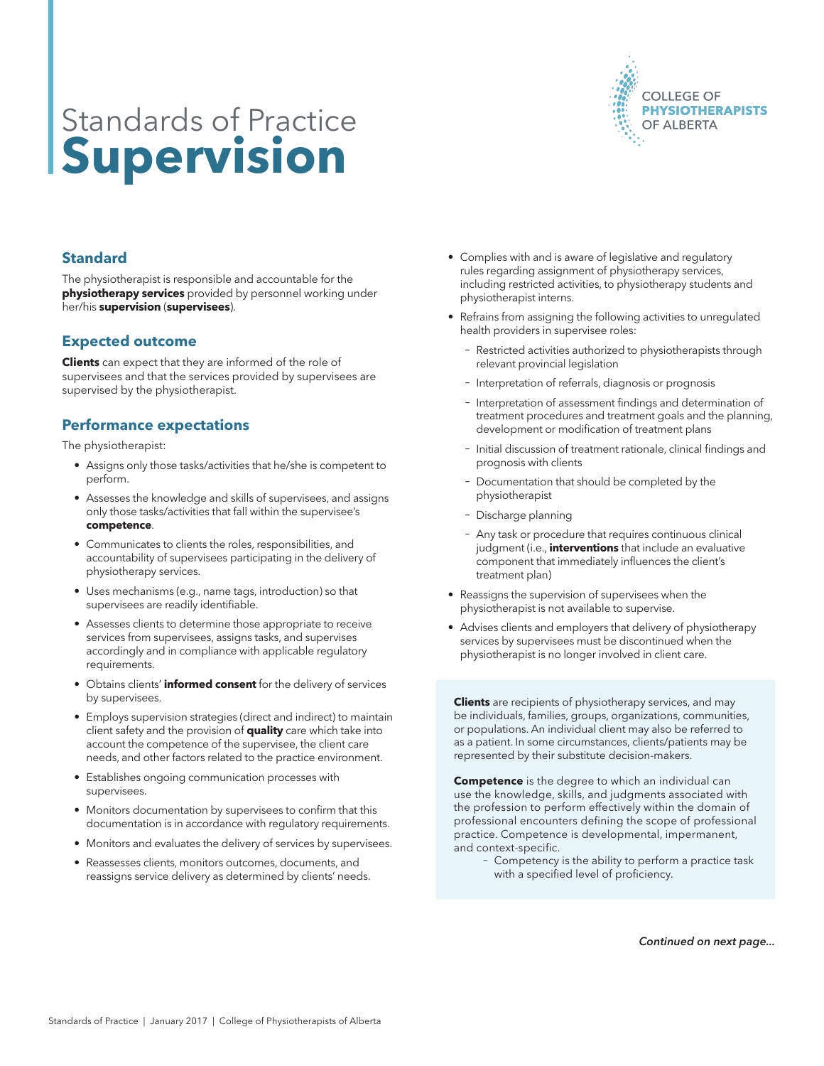# Standards of Practice
# Supervision

COLLEGE OF **PHYSIOTHERAPISTS** OF ALBERTA

## Standard

The physiotherapist is responsible and accountable for the **physiotherapy services** provided by personnel working under her/his **supervision** (**supervisees**).

## Expected outcome

**Clients** can expect that they are informed of the role of supervisees and that the services provided by supervisees are supervised by the physiotherapist.

## Performance expectations

The physiotherapist:

- Assigns only those tasks/activities that he/she is competent to perform.
- Assesses the knowledge and skills of supervisees, and assigns only those tasks/activities that fall within the supervisee's **competence**.
- Communicates to clients the roles, responsibilities, and accountability of supervisees participating in the delivery of physiotherapy services.
- Uses mechanisms (e.g., name tags, introduction) so that supervisees are readily identifiable.
- Assesses clients to determine those appropriate to receive services from supervisees, assigns tasks, and supervises accordingly and in compliance with applicable regulatory requirements.
- Obtains clients' **informed consent** for the delivery of services by supervisees.
- Employs supervision strategies (direct and indirect) to maintain client safety and the provision of **quality** care which take into account the competence of the supervisee, the client care needs, and other factors related to the practice environment.
- Establishes ongoing communication processes with supervisees.
- Monitors documentation by supervisees to confirm that this documentation is in accordance with regulatory requirements.
- Monitors and evaluates the delivery of services by supervisees.
- Reassesses clients, monitors outcomes, documents, and reassigns service delivery as determined by clients' needs.
- Complies with and is aware of legislative and regulatory rules regarding assignment of physiotherapy services, including restricted activities, to physiotherapy students and physiotherapist interns.
- Refrains from assigning the following activities to unregulated health providers in supervisee roles:
  - Restricted activities authorized to physiotherapists through relevant provincial legislation
  - Interpretation of referrals, diagnosis or prognosis
  - Interpretation of assessment findings and determination of treatment procedures and treatment goals and the planning, development or modification of treatment plans
  - Initial discussion of treatment rationale, clinical findings and prognosis with clients
  - Documentation that should be completed by the physiotherapist
  - Discharge planning
  - Any task or procedure that requires continuous clinical judgment (i.e., **interventions** that include an evaluative component that immediately influences the client's treatment plan)
- Reassigns the supervision of supervisees when the physiotherapist is not available to supervise.
- Advises clients and employers that delivery of physiotherapy services by supervisees must be discontinued when the physiotherapist is no longer involved in client care.

**Clients** are recipients of physiotherapy services, and may be individuals, families, groups, organizations, communities, or populations. An individual client may also be referred to as a patient. In some circumstances, clients/patients may be represented by their substitute decision-makers.

**Competence** is the degree to which an individual can use the knowledge, skills, and judgments associated with the profession to perform effectively within the domain of professional encounters defining the scope of professional practice. Competence is developmental, impermanent, and context-specific.

- Competency is the ability to perform a practice task with a specified level of proficiency.

*Continued on next page...*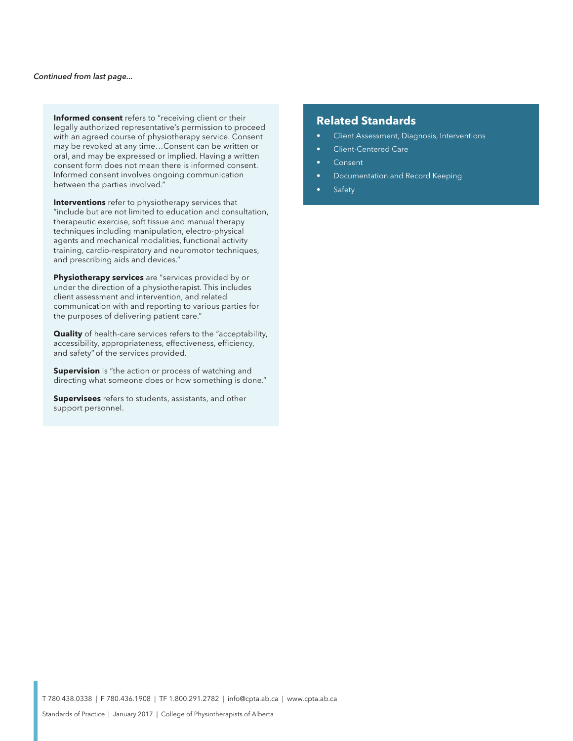*Continued from last page...*

**Informed consent** refers to "receiving client or their legally authorized representative's permission to proceed with an agreed course of physiotherapy service. Consent may be revoked at any time…Consent can be written or oral, and may be expressed or implied. Having a written consent form does not mean there is informed consent. Informed consent involves ongoing communication between the parties involved."

**Interventions** refer to physiotherapy services that "include but are not limited to education and consultation, therapeutic exercise, soft tissue and manual therapy techniques including manipulation, electro-physical agents and mechanical modalities, functional activity training, cardio-respiratory and neuromotor techniques, and prescribing aids and devices."

**Physiotherapy services** are "services provided by or under the direction of a physiotherapist. This includes client assessment and intervention, and related communication with and reporting to various parties for the purposes of delivering patient care."

**Quality** of health-care services refers to the "acceptability, accessibility, appropriateness, effectiveness, efficiency, and safety" of the services provided.

**Supervision** is "the action or process of watching and directing what someone does or how something is done."

**Supervisees** refers to students, assistants, and other support personnel.

## Related Standards

- Client Assessment, Diagnosis, Interventions
- Client-Centered Care
- Consent
- Documentation and Record Keeping
- Safety